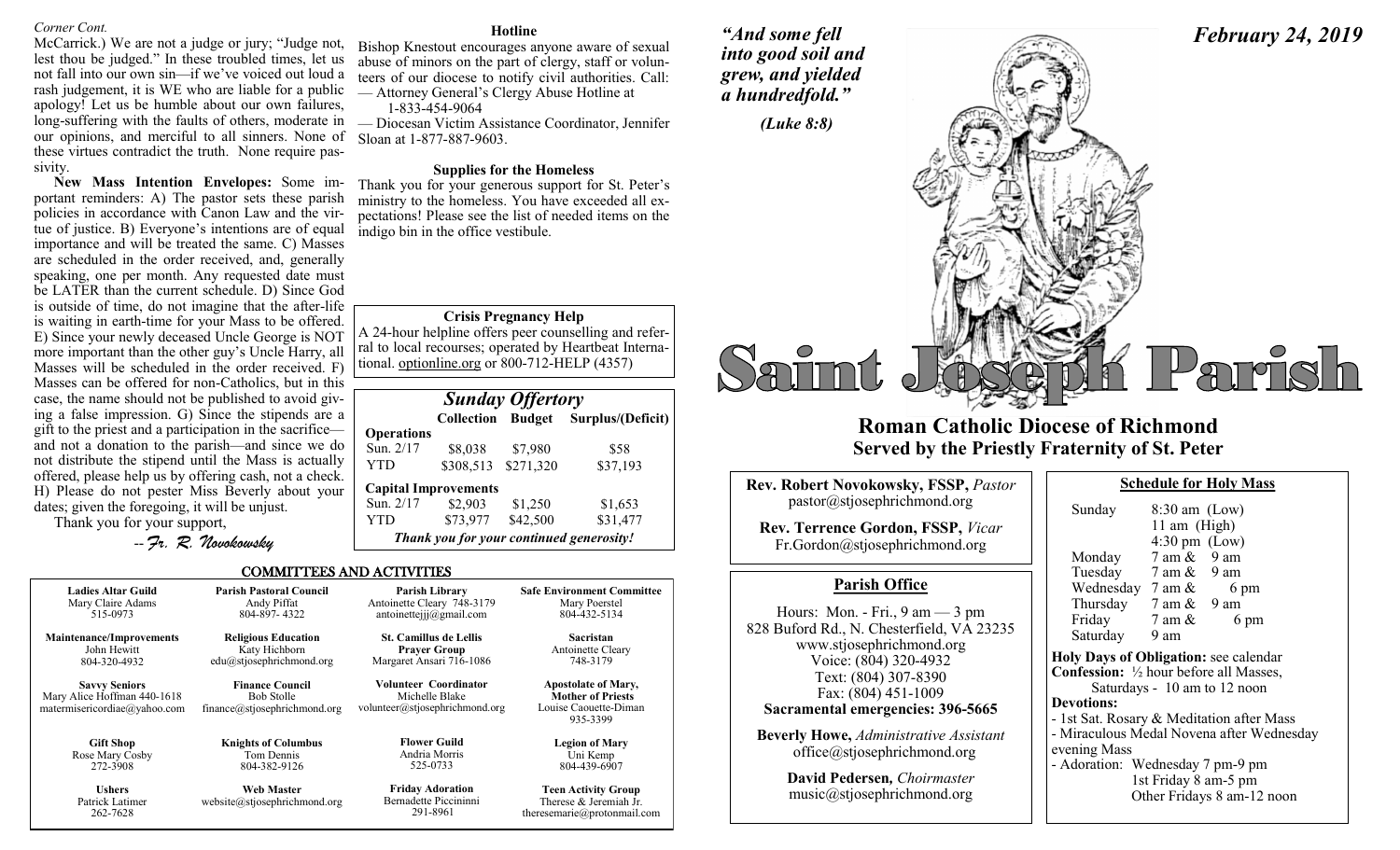*Corner Cont.*

McCarrick.) We are not a judge or jury; "Judge not, lest thou be judged." In these troubled times, let us not fall into our own sin—if we've voiced out loud a rash judgement, it is WE who are liable for a public apology! Let us be humble about our own failures, long-suffering with the faults of others, moderate in our opinions, and merciful to all sinners. None of these virtues contradict the truth. None require passivity.

**New Mass Intention Envelopes:** Some important reminders: A) The pastor sets these parish policies in accordance with Canon Law and the virtue of justice. B) Everyone's intentions are of equal importance and will be treated the same. C) Masses are scheduled in the order received, and, generally speaking, one per month. Any requested date must be LATER than the current schedule. D) Since God is outside of time, do not imagine that the after-life is waiting in earth-time for your Mass to be offered. E) Since your newly deceased Uncle George is NOT more important than the other guy's Uncle Harry, all Masses will be scheduled in the order received. F) Masses can be offered for non-Catholics, but in this case, the name should not be published to avoid giving a false impression. G) Since the stipends are a gift to the priest and a participation in the sacrifice—and not a donation to the parish—and since we do not distribute the stipend until the Mass is actually offered, please help us by offering cash, not a check. H) Please do not pester Miss Beverly about your dates; given the foregoing, it will be unjust.

Thank you for your support,

*--Fr. R. Novokowsky*

## Hotline

Bishop Knestout encourages anyone aware of sexual abuse of minors on the part of clergy, staff or volunteers of our diocese to notify civil authorities. Call:
— Attorney General's Clergy Abuse Hotline at 1-833-454-9064
— Diocesan Victim Assistance Coordinator, Jennifer Sloan at 1-877-887-9603.

## Supplies for the Homeless

Thank you for your generous support for St. Peter's ministry to the homeless. You have exceeded all expectations! Please see the list of needed items on the indigo bin in the office vestibule.

## Crisis Pregnancy Help

A 24-hour helpline offers peer counselling and referral to local recourses; operated by Heartbeat International. optionline.org or 800-712-HELP (4357)

## Sunday Offertory

| | Collection | Budget | Surplus/(Deficit) |
|---|---|---|---|
| **Operations** | | | |
| Sun. 2/17 | $8,038 | $7,980 | $58 |
| YTD | $308,513 | $271,320 | $37,193 |
| **Capital Improvements** | | | |
| Sun. 2/17 | $2,903 | $1,250 | $1,653 |
| YTD | $73,977 | $42,500 | $31,477 |

*Thank you for your continued generosity!*

## COMMITTEES AND ACTIVITIES

| | | | |
|---|---|---|---|
| **Ladies Altar Guild**<br>Mary Claire Adams<br>515-0973 | **Parish Pastoral Council**<br>Andy Piffat<br>804-897- 4322 | **Parish Library**<br>Antoinette Cleary 748-3179<br>antoinettejjj@gmail.com | **Safe Environment Committee**<br>Mary Poerstel<br>804-432-5134 |
| **Maintenance/Improvements**<br>John Hewitt<br>804-320-4932 | **Religious Education**<br>Katy Hichborn<br>edu@stjosephrichmond.org | **St. Camillus de Lellis Prayer Group**<br>Margaret Ansari 716-1086 | **Sacristan**<br>Antoinette Cleary<br>748-3179 |
| **Savvy Seniors**<br>Mary Alice Hoffman 440-1618<br>matermisericordiae@yahoo.com | **Finance Council**<br>Bob Stolle<br>finance@stjosephrichmond.org | **Volunteer Coordinator**<br>Michelle Blake<br>volunteer@stjosephrichmond.org | **Apostolate of Mary, Mother of Priests**<br>Louise Caouette-Diman<br>935-3399 |
| **Gift Shop**<br>Rose Mary Cosby<br>272-3908 | **Knights of Columbus**<br>Tom Dennis<br>804-382-9126 | **Flower Guild**<br>Andria Morris<br>525-0733 | **Legion of Mary**<br>Uni Kemp<br>804-439-6907 |
| **Ushers**<br>Patrick Latimer<br>262-7628 | **Web Master**<br>website@stjosephrichmond.org | **Friday Adoration**<br>Bernadette Piccininni<br>291-8961 | **Teen Activity Group**<br>Therese & Jeremiah Jr.<br>theresemarie@protonmail.com |

*"And some fell into good soil and grew, and yielded a hundredfold."*

*(Luke 8:8)*

***February 24, 2019***

# Saint Joseph Parish

## Roman Catholic Diocese of Richmond
## Served by the Priestly Fraternity of St. Peter

**Rev. Robert Novokowsky, FSSP,** *Pastor*
pastor@stjosephrichmond.org

**Rev. Terrence Gordon, FSSP,** *Vicar*
Fr.Gordon@stjosephrichmond.org

## Parish Office

Hours: Mon. - Fri., 9 am — 3 pm
828 Buford Rd., N. Chesterfield, VA 23235
www.stjosephrichmond.org
Voice: (804) 320-4932
Text: (804) 307-8390
Fax: (804) 451-1009
**Sacramental emergencies: 396-5665**

**Beverly Howe,** *Administrative Assistant*
office@stjosephrichmond.org

**David Pedersen,** *Choirmaster*
music@stjosephrichmond.org

## Schedule for Holy Mass

| | |
|---|---|
| Sunday | 8:30 am (Low)<br>11 am (High)<br>4:30 pm (Low) |
| Monday | 7 am & 9 am |
| Tuesday | 7 am & 9 am |
| Wednesday | 7 am & 6 pm |
| Thursday | 7 am & 9 am |
| Friday | 7 am & 6 pm |
| Saturday | 9 am |

**Holy Days of Obligation:** see calendar
**Confession:** ½ hour before all Masses, Saturdays - 10 am to 12 noon
**Devotions:**
- 1st Sat. Rosary & Meditation after Mass
- Miraculous Medal Novena after Wednesday evening Mass
- Adoration: Wednesday 7 pm-9 pm
  1st Friday 8 am-5 pm
  Other Fridays 8 am-12 noon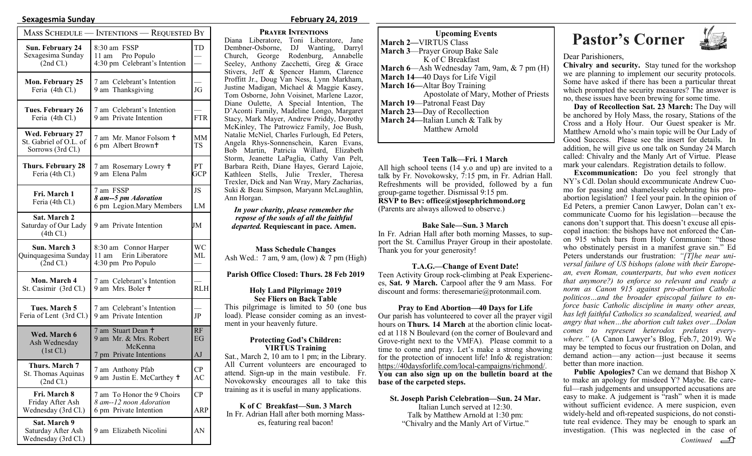## Mass Schedule — Intentions — Requested By

| | | |
|---|---|---|
| **Sun. February 24** Sexagesima Sunday (2nd Cl.) | 8:30 am FSSP<br>11 am Pro Populo<br>4:30 pm Celebrant's Intention | TD<br>—<br>— |
| **Mon. February 25** Feria (4th Cl.) | 7 am Celebrant's Intention<br>9 am Thanksgiving | —<br>JG |
| **Tues. February 26** Feria (4th Cl.) | 7 am Celebrant's Intention<br>9 am Private Intention | —<br>FTR |
| **Wed. February 27** St. Gabriel of O.L. of Sorrows (3rd Cl.) | 7 am Mr. Manor Folsom ✝<br>6 pm Albert Brown✝ | MM<br>TS |
| **Thurs. February 28** Feria (4th Cl.) | 7 am Rosemary Lowry ✝<br>9 am Elena Palm | PT<br>GCP |
| **Fri. March 1** Feria (4th Cl.) | 7 am FSSP<br>*8 am--5 pm Adoration*<br>6 pm Legion.Mary Members | JS<br><br>LM |
| **Sat. March 2** Saturday of Our Lady (4th Cl.) | 9 am Private Intention | JM |
| **Sun. March 3** Quinquagesima Sunday (2nd Cl.) | 8:30 am Connor Harper<br>11 am Erin Liberatore<br>4:30 pm Pro Populo | WC<br>ML<br>— |
| **Mon. March 4** St. Casimir (3rd Cl.) | 7 am Celebrant's Intention<br>9 am Mrs. Boler ✝ | —<br>RLH |
| **Tues. March 5** Feria of Lent (3rd Cl.) | 7 am Celebrant's Intention<br>9 am Private Intention | —<br>JP |
| **Wed. March 6** Ash Wednesday (1st Cl.) | 7 am Stuart Dean ✝<br>9 am Mr. & Mrs. Robert McKenna<br>7 pm Private Intentions | RF<br>EG<br>AJ |
| **Thurs. March 7** St. Thomas Aquinas (2nd Cl.) | 7 am Anthony Pfab<br>9 am Justin E. McCarthey ✝ | CP<br>AC |
| **Fri. March 8** Friday After Ash Wednesday (3rd Cl.) | 7 am To Honor the 9 Choirs<br>*8 am--12 noon Adoration*<br>6 pm Private Intention | CP<br><br>ARP |
| **Sat. March 9** Saturday After Ash Wednesday (3rd Cl.) | 9 am Elizabeth Nicolini | AN |

### Prayer Intentions

Diana Liberatore, Toni Liberatore, Jane Dembner-Osborne, DJ Wanting, Darryl Church, George Rodenburg, Annabelle Seeley, Anthony Zacchetti, Greg & Grace Stivers, Jeff & Spencer Hamm, Clarence Proffitt Jr., Doug Van Ness, Lynn Markham, Justine Madigan, Michael & Maggie Kasey, Tom Osborne, John Voisinet, Marlene Lazor, Diane Oulette, A Special Intention, The D'Aconti Family, Madeline Longo, Margaret Stacy, Mark Mayer, Andrew Priddy, Dorothy McKinley, The Patrowicz Family, Joe Bush, Natalie McNiel, Charles Furlough, Ed Peters, Angela Rhys-Sonnenschein, Karen Evans, Bob Martin, Patricia Willard, Elizabeth Storm, Jeanette LaPaglia, Cathy Van Pelt, Barbara Reith, Diane Hayes, Gerard Lajoie, Kathleen Stells, Julie Trexler, Theresa Trexler, Dick and Nan Wray, Mary Zacharias, Suki & Beau Simpson, Maryann McLaughlin, Ann Horgan.

***In your charity, please remember the repose of the souls of all the faithful departed.* Requiescant in pace. Amen.**

**Mass Schedule Changes**

Ash Wed.: 7 am, 9 am, (low) & 7 pm (High)

**Parish Office Closed: Thurs. 28 Feb 2019**

**Holy Land Pilgrimage 2019**
**See Fliers on Back Table**

This pilgrimage is limited to 50 (one bus load). Please consider coming as an investment in your heavenly future.

**Protecting God's Children: VIRTUS Training**

Sat., March 2, 10 am to 1 pm; in the Library. All Current volunteers are encouraged to attend. Sign-up in the main vestibule. Fr. Novokowsky encourages all to take this training as it is useful in many applications.

**K of C Breakfast—Sun. 3 March**

In Fr. Adrian Hall after both morning Masses, featuring real bacon!

### Upcoming Events

**March 2—**VIRTUS Class
**March 3**—Prayer Group Bake Sale
K of C Breakfast
**March 6**—Ash Wednesday 7am, 9am, & 7 pm (H)
**March 14—**40 Days for Life Vigil
**March 16—**Altar Boy Training
Apostolate of Mary, Mother of Priests
**March 19**—Patronal Feast Day
**March 23—**Day of Recollection
**March 24—**Italian Lunch & Talk by Matthew Arnold

**Teen Talk—Fri. 1 March**

All high school teens (14 y.o and up) are invited to a talk by Fr. Novokowsky, 7:15 pm, in Fr. Adrian Hall. Refreshments will be provided, followed by a fun group-game together. Dismissal 9:15 pm.
**RSVP to Bev: office@stjosephrichmond.org**
(Parents are always allowed to observe.)

**Bake Sale—Sun. 3 March**

In Fr. Adrian Hall after both morning Masses, to support the St. Camillus Prayer Group in their apostolate. Thank you for your generosity!

**T.A.G.—Change of Event Date!**

Teen Activity Group rock-climbing at Peak Experiences, **Sat. 9 March.** Carpool after the 9 am Mass. For discount and forms: theresemarie@protonmail.com.

**Pray to End Abortion—40 Days for Life**

Our parish has volunteered to cover all the prayer vigil hours on **Thurs. 14 March** at the abortion clinic located at 118 N Boulevard (on the corner of Boulevard and Grove-right next to the VMFA). Please commit to a time to come and pray. Let's make a strong showing for the protection of innocent life! Info & registration: https://40daysforlife.com/local-campaigns/richmond/. **You can also sign up on the bulletin board at the base of the carpeted steps.**

**St. Joseph Parish Celebration—Sun. 24 Mar.**
Italian Lunch served at 12:30.
Talk by Matthew Arnold at 1:30 pm:
"Chivalry and the Manly Art of Virtue."

# Pastor's Corner

Dear Parishioners,

**Chivalry and security.** Stay tuned for the workshop we are planning to implement our security protocols. Some have asked if there has been a particular threat which prompted the security measures? The answer is no, these issues have been brewing for some time.

**Day of Recollection Sat. 23 March:** The Day will be anchored by Holy Mass, the rosary, Stations of the Cross and a Holy Hour. Our Guest speaker is Mr. Matthew Arnold who's main topic will be Our Lady of Good Success. Please see the insert for details. In addition, he will give us one talk on Sunday 24 March called: Chivalry and the Manly Art of Virtue. Please mark your calendars. Registration details to follow.

**Excommunication:** Do you feel strongly that NY's Cdl. Dolan should excommunicate Andrew Cuomo for passing and shamelessly celebrating his pro-abortion legislation? I feel your pain. In the opinion of Ed Peters, a premier Canon Lawyer, Dolan can't excommunicate Cuomo for his legislation—because the canons don't support that. This doesn't excuse all episcopal inaction: the bishops have not enforced the Canon 915 which bars from Holy Communion: "those who obstinately persist in a manifest grave sin." Ed Peters understands our frustration: *"[T]he near universal failure of US bishops (alone with their European, even Roman, counterparts, but who even notices that anymore?) to enforce so relevant and ready a norm as Canon 915 against pro-abortion Catholic politicos…and the broader episcopal failure to enforce basic Catholic discipline in many other areas, has left faithful Catholics so scandalized, wearied, and angry that when…the abortion cult takes over…Dolan comes to represent heterodox prelates everywhere."* (A Canon Lawyer's Blog, Feb.7, 2019). We may be tempted to focus our frustration on Dolan, and demand action—any action—just because it seems better than more inaction.

**Public Apologies?** Can we demand that Bishop X to make an apology for misdeed Y? Maybe. Be careful—rash judgements and unsupported accusations are easy to make. A judgement is "rash" when it is made without sufficient evidence. A mere suspicion, even widely-held and oft-repeated suspicions, do not constitute real evidence. They may be enough to spark an investigation. (This was neglected in the case of

*Continued*